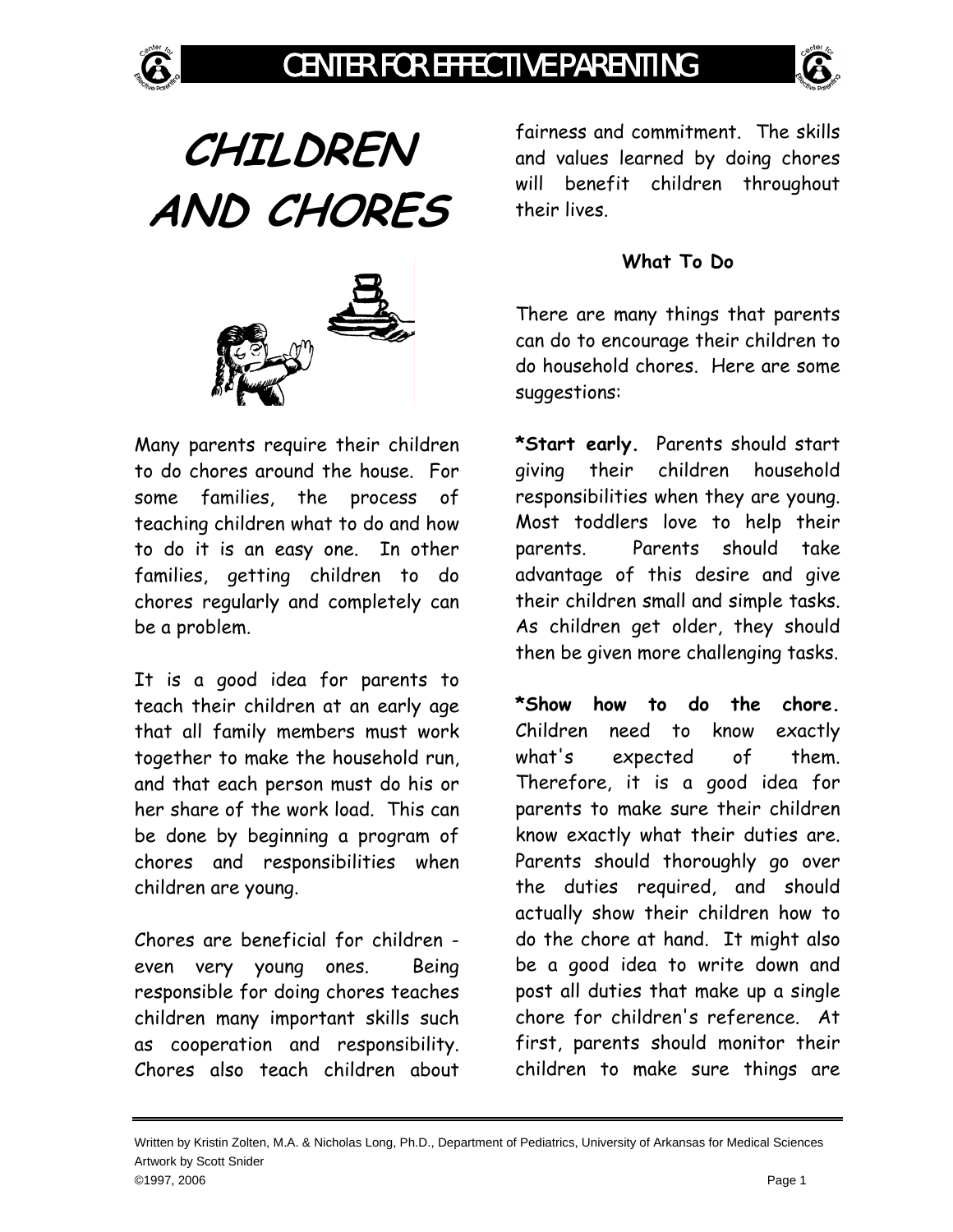# CHILDREN AND CHORES

Many parents require their children to do chores around the house. For some families, the process of teaching children what to do and how to do it is an easy one. In other families, getting children to do chores regularly and completely can be a problem.

It is a good idea for parents to teach their children at an early age that all family members must work together to make the household run, and that each person must do his or her share of the work load. This can be done by beginning a program of chores and responsibilities when children are young.

Chores are beneficial for children - even very young ones. Being responsible for doing chores teaches children many important skills such as cooperation and responsibility. Chores also teach children about fairness and commitment. The skills and values learned by doing chores will benefit children throughout their lives.

### What To Do

There are many things that parents can do to encourage their children to do household chores. Here are some suggestions:

***Start early.** Parents should start giving their children household responsibilities when they are young. Most toddlers love to help their parents. Parents should take advantage of this desire and give their children small and simple tasks. As children get older, they should then be given more challenging tasks.

***Show how to do the chore.** Children need to know exactly what's expected of them. Therefore, it is a good idea for parents to make sure their children know exactly what their duties are. Parents should thoroughly go over the duties required, and should actually show their children how to do the chore at hand. It might also be a good idea to write down and post all duties that make up a single chore for children's reference. At first, parents should monitor their children to make sure things are

Written by Kristin Zolten, M.A. & Nicholas Long, Ph.D., Department of Pediatrics, University of Arkansas for Medical Sciences
Artwork by Scott Snider
©1997, 2006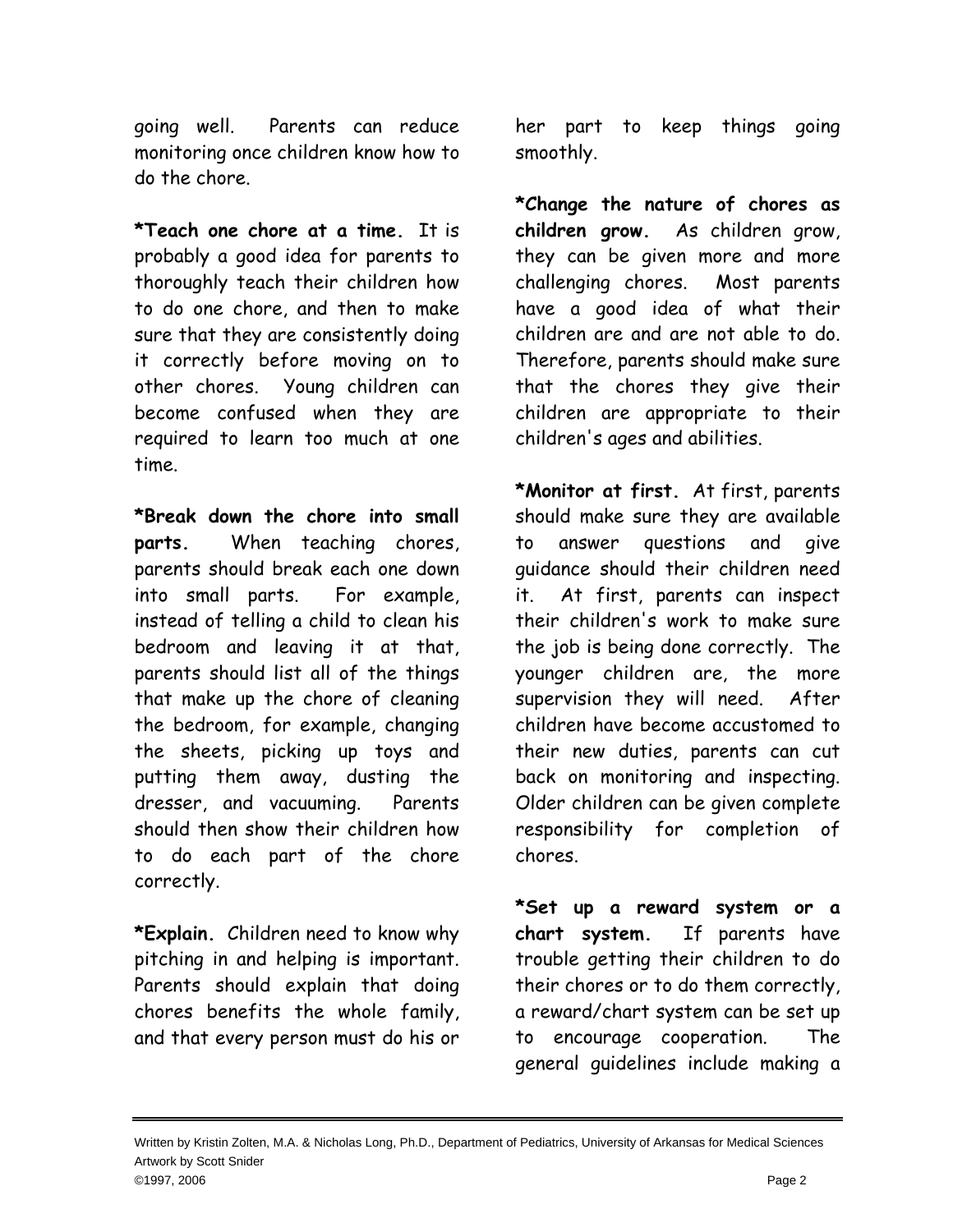going well. Parents can reduce monitoring once children know how to do the chore.

***Teach one chore at a time.** It is probably a good idea for parents to thoroughly teach their children how to do one chore, and then to make sure that they are consistently doing it correctly before moving on to other chores. Young children can become confused when they are required to learn too much at one time.

***Break down the chore into small parts.** When teaching chores, parents should break each one down into small parts. For example, instead of telling a child to clean his bedroom and leaving it at that, parents should list all of the things that make up the chore of cleaning the bedroom, for example, changing the sheets, picking up toys and putting them away, dusting the dresser, and vacuuming. Parents should then show their children how to do each part of the chore correctly.

***Explain.** Children need to know why pitching in and helping is important. Parents should explain that doing chores benefits the whole family, and that every person must do his or her part to keep things going smoothly.

***Change the nature of chores as children grow.** As children grow, they can be given more and more challenging chores. Most parents have a good idea of what their children are and are not able to do. Therefore, parents should make sure that the chores they give their children are appropriate to their children's ages and abilities.

***Monitor at first.** At first, parents should make sure they are available to answer questions and give guidance should their children need it. At first, parents can inspect their children's work to make sure the job is being done correctly. The younger children are, the more supervision they will need. After children have become accustomed to their new duties, parents can cut back on monitoring and inspecting. Older children can be given complete responsibility for completion of chores.

***Set up a reward system or a chart system.** If parents have trouble getting their children to do their chores or to do them correctly, a reward/chart system can be set up to encourage cooperation. The general guidelines include making a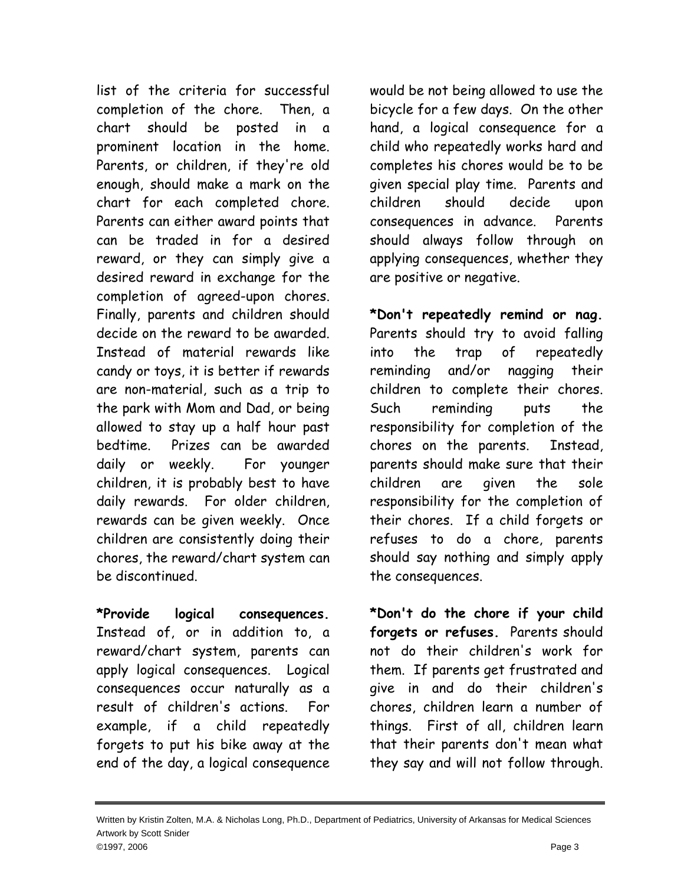list of the criteria for successful completion of the chore. Then, a chart should be posted in a prominent location in the home. Parents, or children, if they're old enough, should make a mark on the chart for each completed chore. Parents can either award points that can be traded in for a desired reward, or they can simply give a desired reward in exchange for the completion of agreed-upon chores. Finally, parents and children should decide on the reward to be awarded. Instead of material rewards like candy or toys, it is better if rewards are non-material, such as a trip to the park with Mom and Dad, or being allowed to stay up a half hour past bedtime. Prizes can be awarded daily or weekly. For younger children, it is probably best to have daily rewards. For older children, rewards can be given weekly. Once children are consistently doing their chores, the reward/chart system can be discontinued.

**\*Provide logical consequences.** Instead of, or in addition to, a reward/chart system, parents can apply logical consequences. Logical consequences occur naturally as a result of children's actions. For example, if a child repeatedly forgets to put his bike away at the end of the day, a logical consequence would be not being allowed to use the bicycle for a few days. On the other hand, a logical consequence for a child who repeatedly works hard and completes his chores would be to be given special play time. Parents and children should decide upon consequences in advance. Parents should always follow through on applying consequences, whether they are positive or negative.

**\*Don't repeatedly remind or nag.** Parents should try to avoid falling into the trap of repeatedly reminding and/or nagging their children to complete their chores. Such reminding puts the responsibility for completion of the chores on the parents. Instead, parents should make sure that their children are given the sole responsibility for the completion of their chores. If a child forgets or refuses to do a chore, parents should say nothing and simply apply the consequences.

**\*Don't do the chore if your child forgets or refuses.** Parents should not do their children's work for them. If parents get frustrated and give in and do their children's chores, children learn a number of things. First of all, children learn that their parents don't mean what they say and will not follow through.

Written by Kristin Zolten, M.A. & Nicholas Long, Ph.D., Department of Pediatrics, University of Arkansas for Medical Sciences
Artwork by Scott Snider
©1997, 2006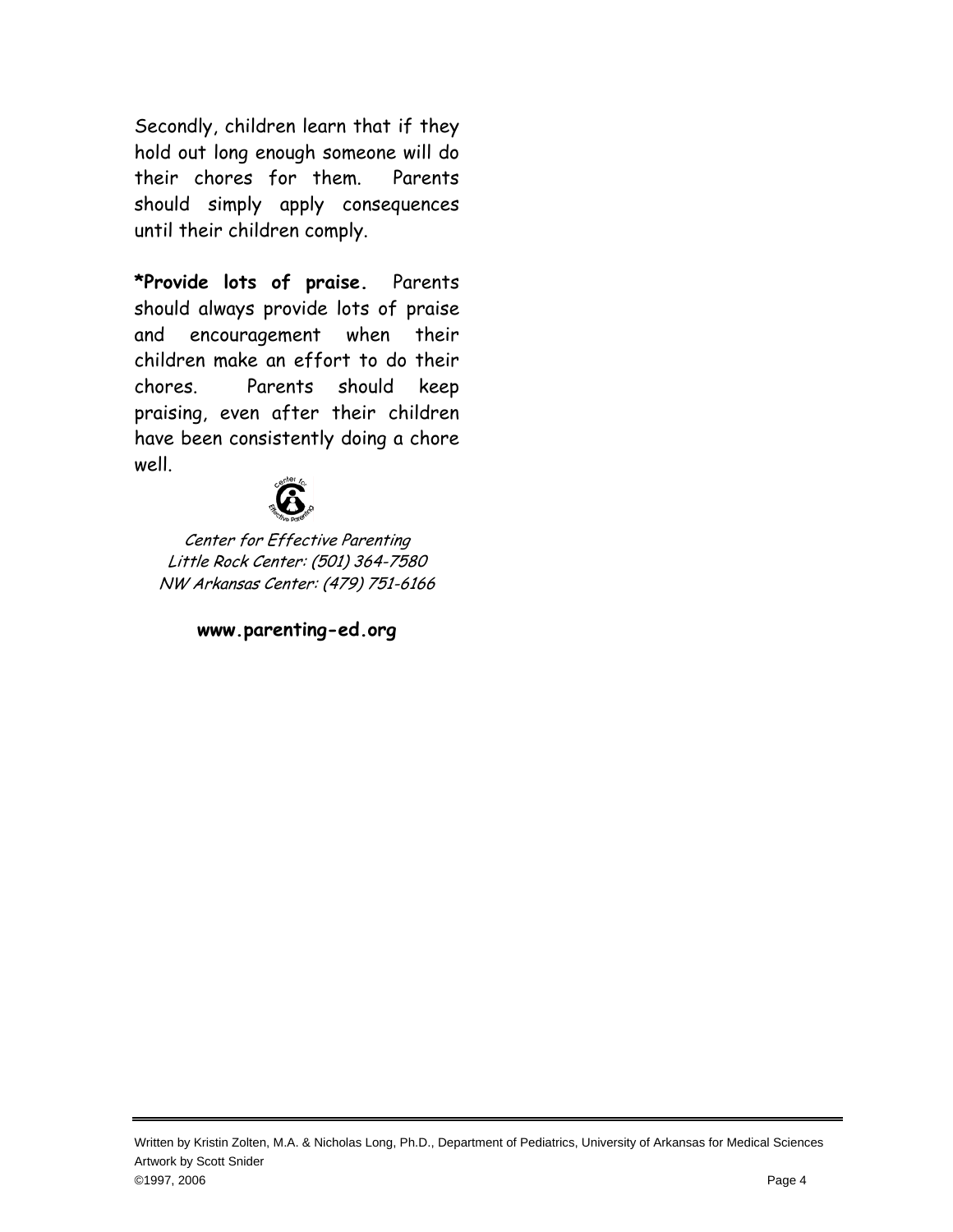Secondly, children learn that if they hold out long enough someone will do their chores for them. Parents should simply apply consequences until their children comply.

**\*Provide lots of praise.** Parents should always provide lots of praise and encouragement when their children make an effort to do their chores. Parents should keep praising, even after their children have been consistently doing a chore well.

*Center for Effective Parenting*
*Little Rock Center: (501) 364-7580*
*NW Arkansas Center: (479) 751-6166*

**www.parenting-ed.org**

Written by Kristin Zolten, M.A. & Nicholas Long, Ph.D., Department of Pediatrics, University of Arkansas for Medical Sciences
Artwork by Scott Snider
©1997, 2006